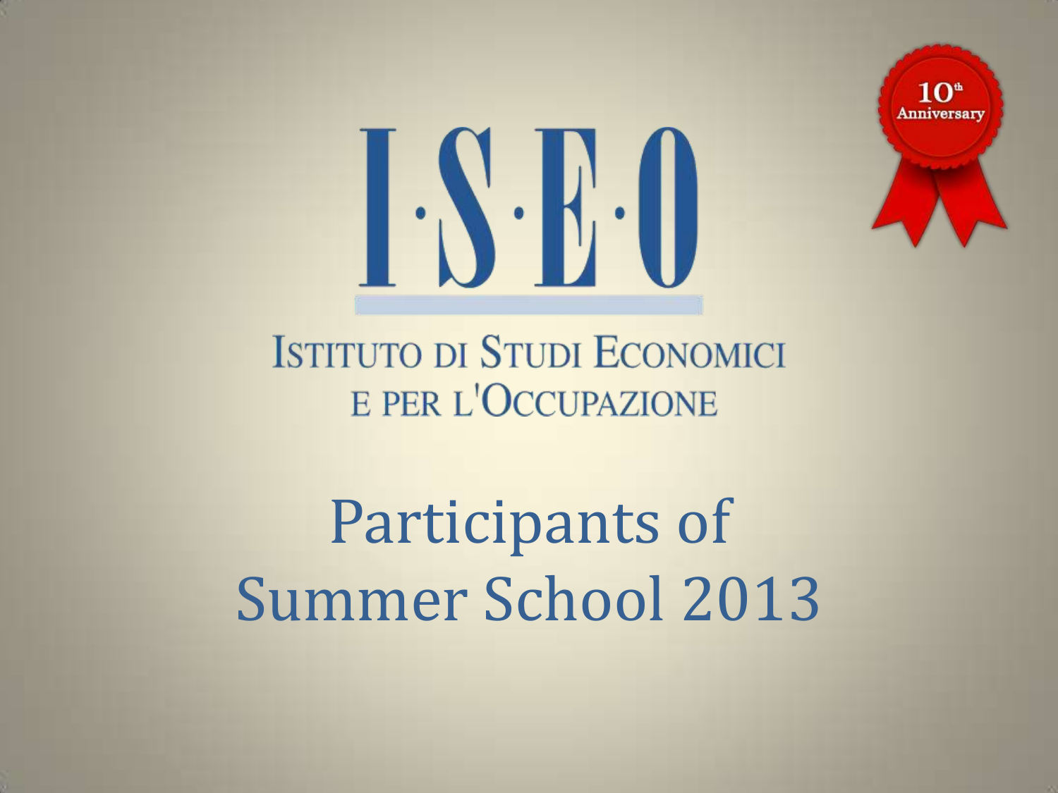10th Anniversary

# I·S·E·O

ISTITUTO DI STUDI ECONOMICI E PER L'OCCUPAZIONE

# Participants of Summer School 2013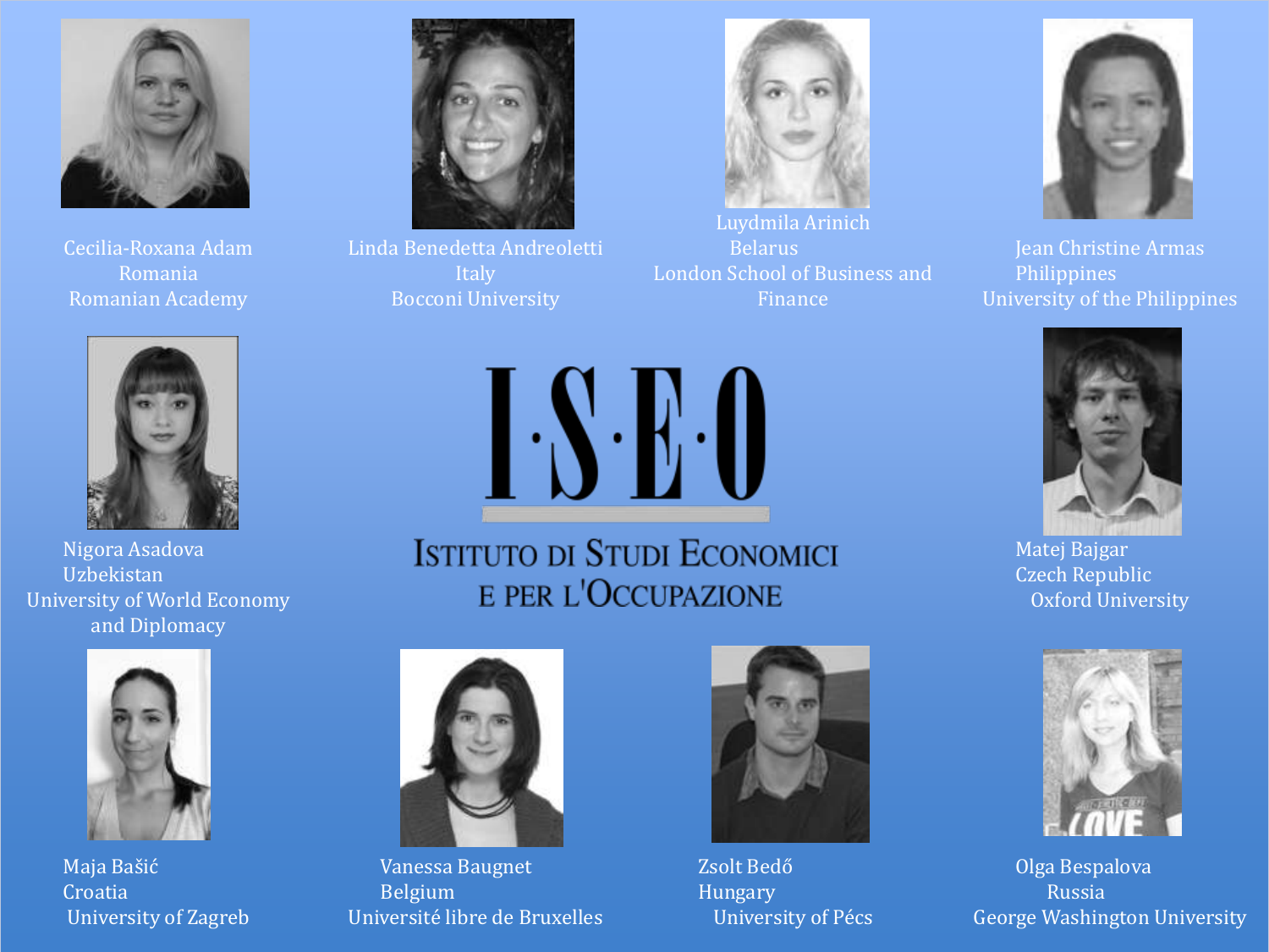Cecilia-Roxana Adam
Romania
Romanian Academy

Linda Benedetta Andreoletti
Italy
Bocconi University

Luydmila Arinich
Belarus
London School of Business and Finance

Jean Christine Armas
Philippines
University of the Philippines

Nigora Asadova
Uzbekistan
University of World Economy and Diplomacy

I·S·E·O

ISTITUTO DI STUDI ECONOMICI
E PER L'OCCUPAZIONE

Matej Bajgar
Czech Republic
Oxford University

Maja Bašić
Croatia
University of Zagreb

Vanessa Baugnet
Belgium
Université libre de Bruxelles

Zsolt Bedő
Hungary
University of Pécs

Olga Bespalova
Russia
George Washington University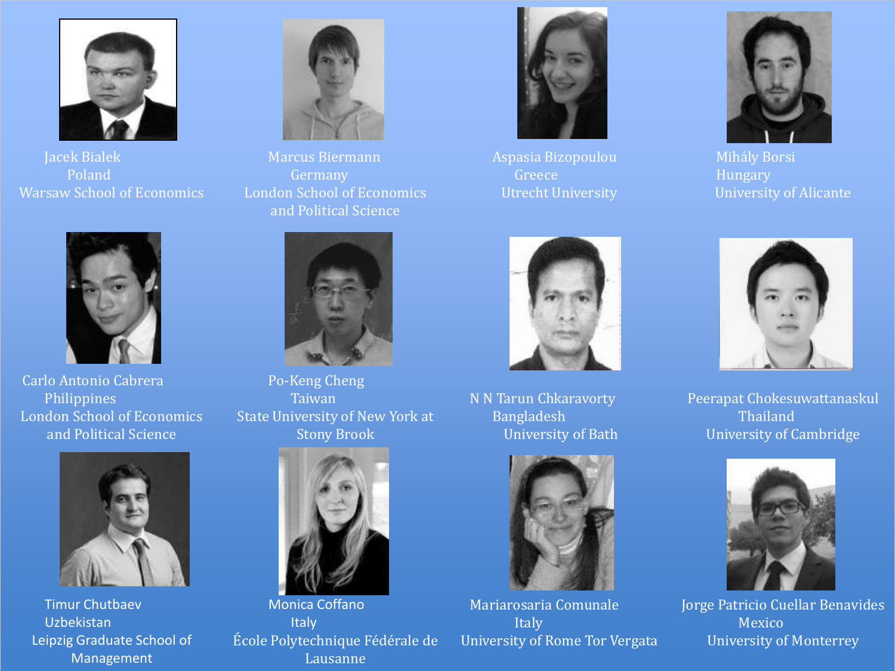Jacek Bialek
Poland
Warsaw School of Economics

Marcus Biermann
Germany
London School of Economics and Political Science

Aspasia Bizopoulou
Greece
Utrecht University

Mihály Borsi
Hungary
University of Alicante

Carlo Antonio Cabrera
Philippines
London School of Economics and Political Science

Po-Keng Cheng
Taiwan
State University of New York at Stony Brook

N N Tarun Chkaravorty
Bangladesh
University of Bath

Peerapat Chokesuwattanaskul
Thailand
University of Cambridge

Timur Chutbaev
Uzbekistan
Leipzig Graduate School of Management

Monica Coffano
Italy
École Polytechnique Fédérale de Lausanne

Mariarosaria Comunale
Italy
University of Rome Tor Vergata

Jorge Patricio Cuellar Benavides
Mexico
University of Monterrey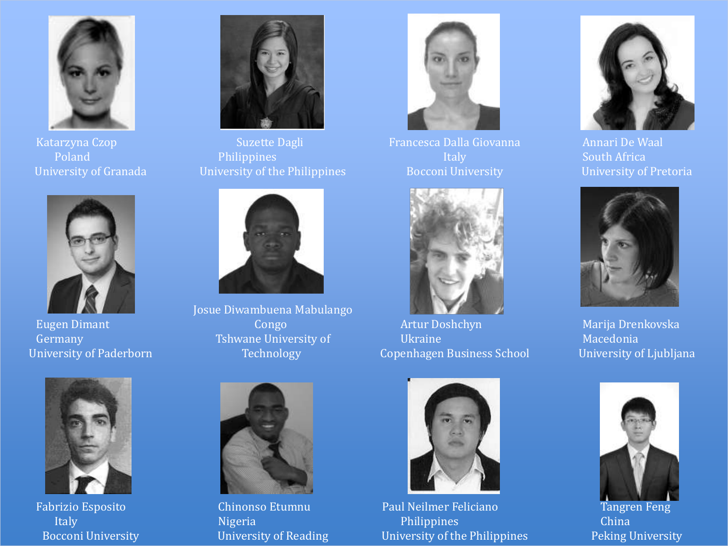Katarzyna Czop
Poland
University of Granada

Suzette Dagli
Philippines
University of the Philippines

Francesca Dalla Giovanna
Italy
Bocconi University

Annari De Waal
South Africa
University of Pretoria

Eugen Dimant
Germany
University of Paderborn

Josue Diwambuena Mabulango
Congo
Tshwane University of Technology

Artur Doshchyn
Ukraine
Copenhagen Business School

Marija Drenkovska
Macedonia
University of Ljubljana

Fabrizio Esposito
Italy
Bocconi University

Chinonso Etumnu
Nigeria
University of Reading

Paul Neilmer Feliciano
Philippines
University of the Philippines

Tangren Feng
China
Peking University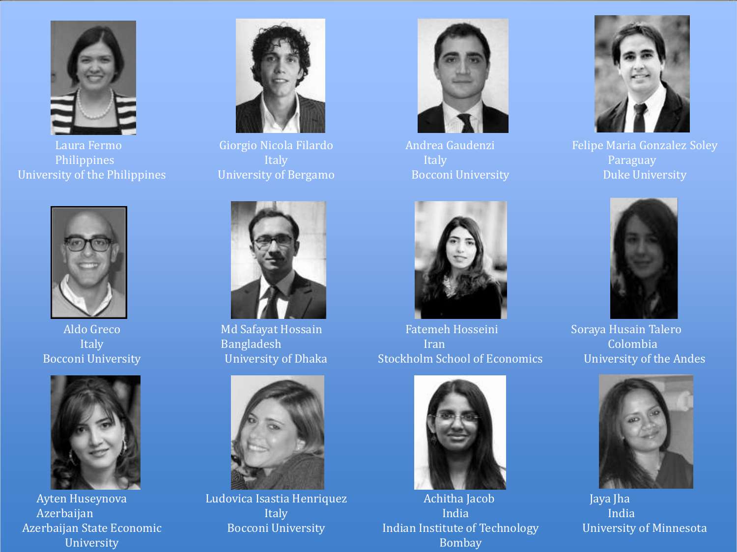Laura Fermo
Philippines
University of the Philippines

Giorgio Nicola Filardo
Italy
University of Bergamo

Andrea Gaudenzi
Italy
Bocconi University

Felipe Maria Gonzalez Soley
Paraguay
Duke University

Aldo Greco
Italy
Bocconi University

Md Safayat Hossain
Bangladesh
University of Dhaka

Fatemeh Hosseini
Iran
Stockholm School of Economics

Soraya Husain Talero
Colombia
University of the Andes

Ayten Huseynova
Azerbaijan
Azerbaijan State Economic University

Ludovica Isastia Henriquez
Italy
Bocconi University

Achitha Jacob
India
Indian Institute of Technology Bombay

Jaya Jha
India
University of Minnesota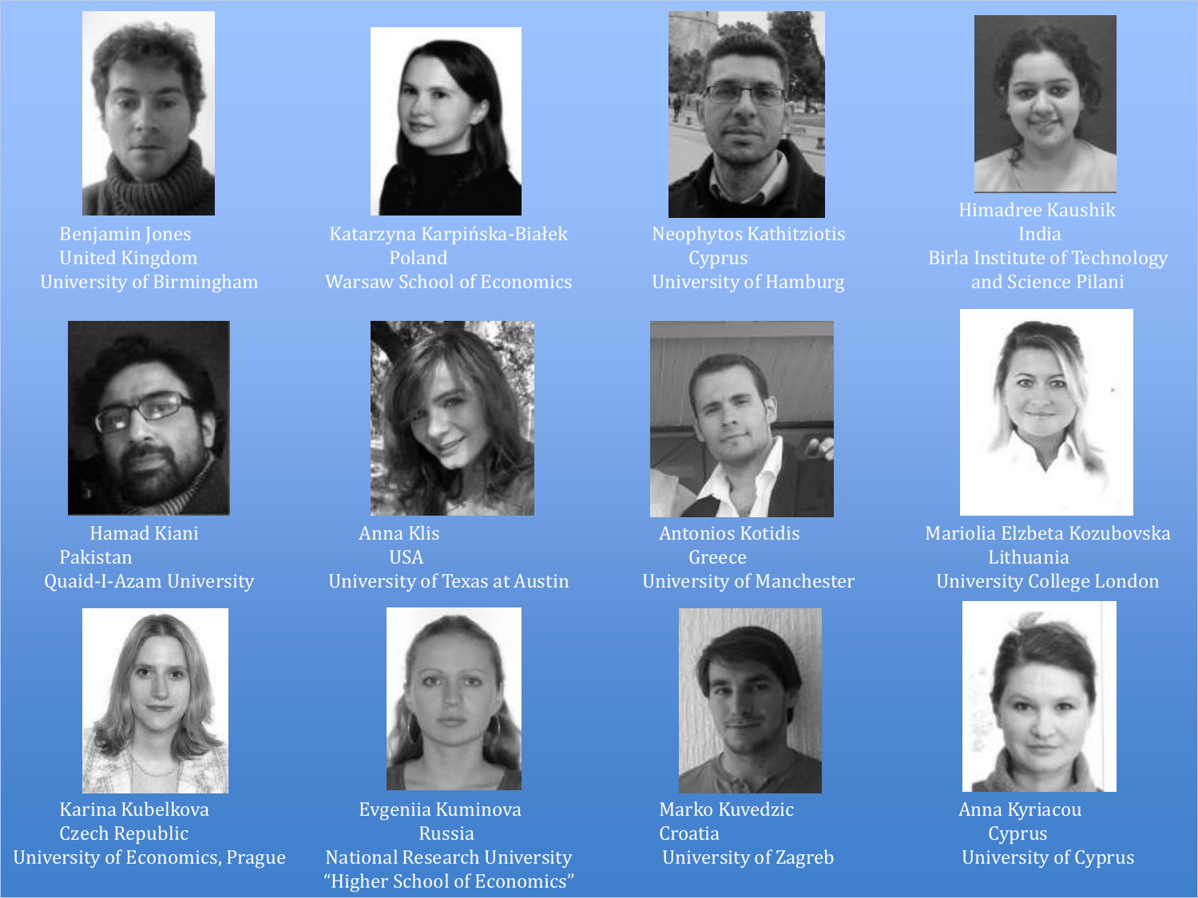Benjamin Jones
United Kingdom
University of Birmingham

Katarzyna Karpińska-Białek
Poland
Warsaw School of Economics

Neophytos Kathitziotis
Cyprus
University of Hamburg

Himadree Kaushik
India
Birla Institute of Technology and Science Pilani

Hamad Kiani
Pakistan
Quaid-I-Azam University

Anna Klis
USA
University of Texas at Austin

Antonios Kotidis
Greece
University of Manchester

Mariolia Elzbeta Kozubovska
Lithuania
University College London

Karina Kubelkova
Czech Republic
University of Economics, Prague

Evgeniia Kuminova
Russia
National Research University "Higher School of Economics"

Marko Kuvedzic
Croatia
University of Zagreb

Anna Kyriacou
Cyprus
University of Cyprus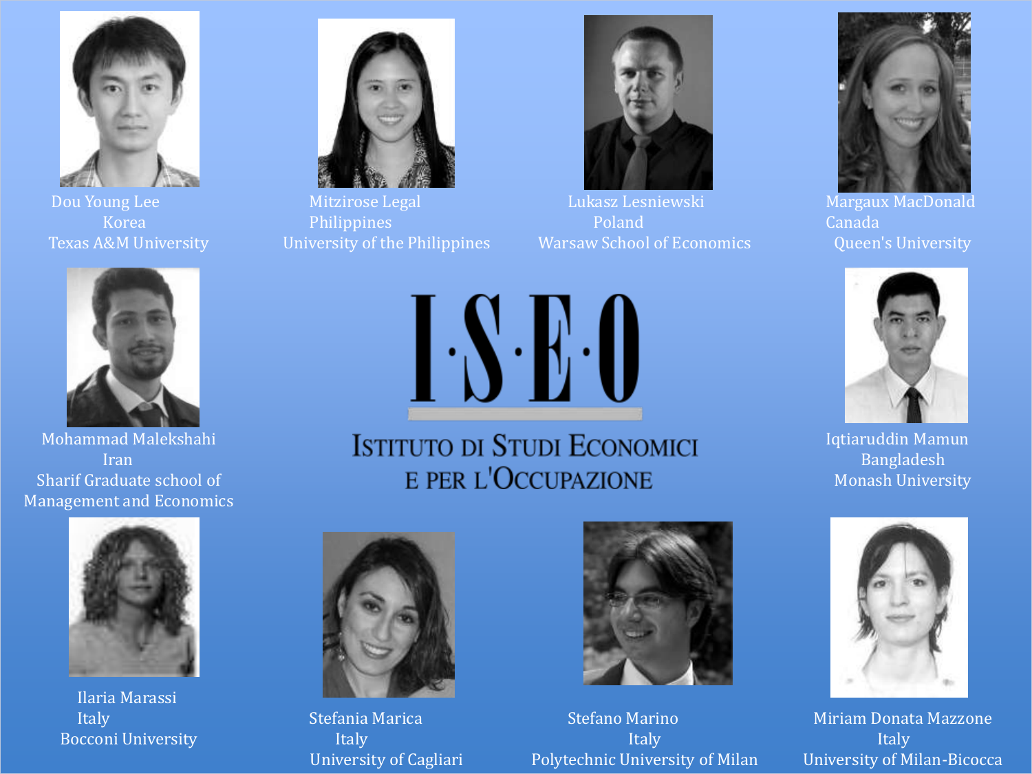Dou Young Lee
Korea
Texas A&M University

Mitzirose Legal
Philippines
University of the Philippines

Lukasz Lesniewski
Poland
Warsaw School of Economics

Margaux MacDonald
Canada
Queen's University

Mohammad Malekshahi
Iran
Sharif Graduate school of Management and Economics

# I·S·E·O

ISTITUTO DI STUDI ECONOMICI
E PER L'OCCUPAZIONE

Iqtiaruddin Mamun
Bangladesh
Monash University

Ilaria Marassi
Italy
Bocconi University

Stefania Marica
Italy
University of Cagliari

Stefano Marino
Italy
Polytechnic University of Milan

Miriam Donata Mazzone
Italy
University of Milan-Bicocca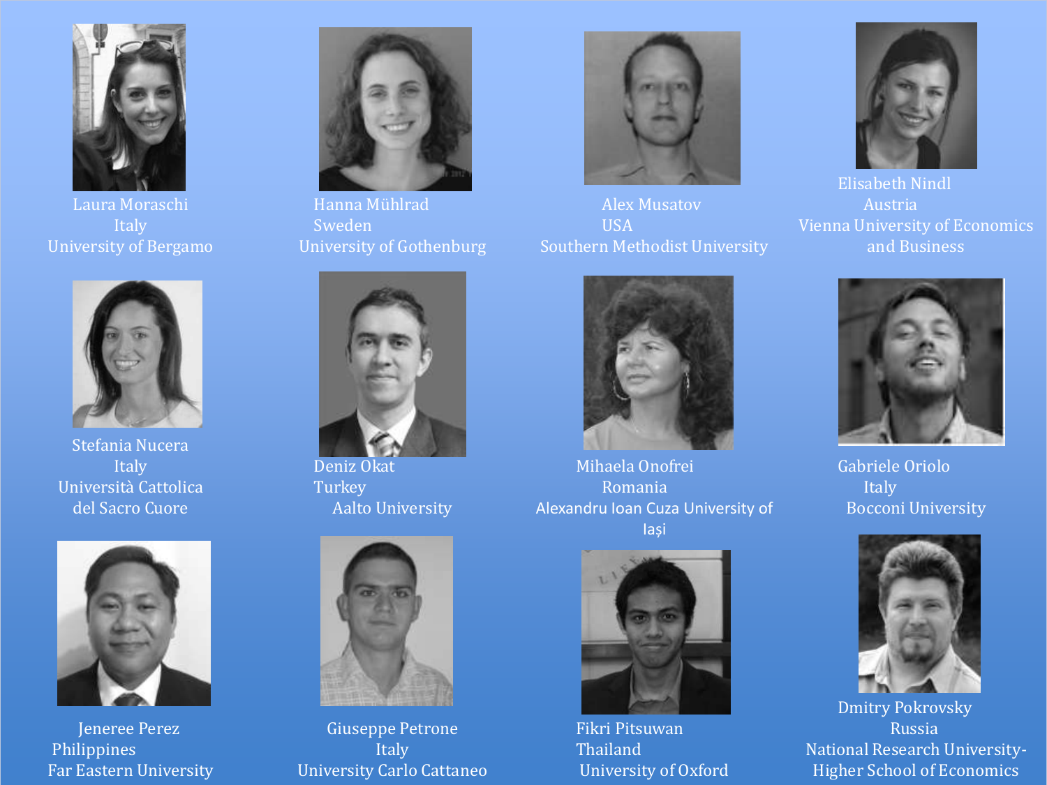Laura Moraschi
Italy
University of Bergamo

Hanna Mühlrad
Sweden
University of Gothenburg

Alex Musatov
USA
Southern Methodist University

Elisabeth Nindl
Austria
Vienna University of Economics and Business

Stefania Nucera
Italy
Università Cattolica del Sacro Cuore

Deniz Okat
Turkey
Aalto University

Mihaela Onofrei
Romania
Alexandru Ioan Cuza University of Iași

Gabriele Oriolo
Italy
Bocconi University

Jeneree Perez
Philippines
Far Eastern University

Giuseppe Petrone
Italy
University Carlo Cattaneo

Fikri Pitsuwan
Thailand
University of Oxford

Dmitry Pokrovsky
Russia
National Research University-Higher School of Economics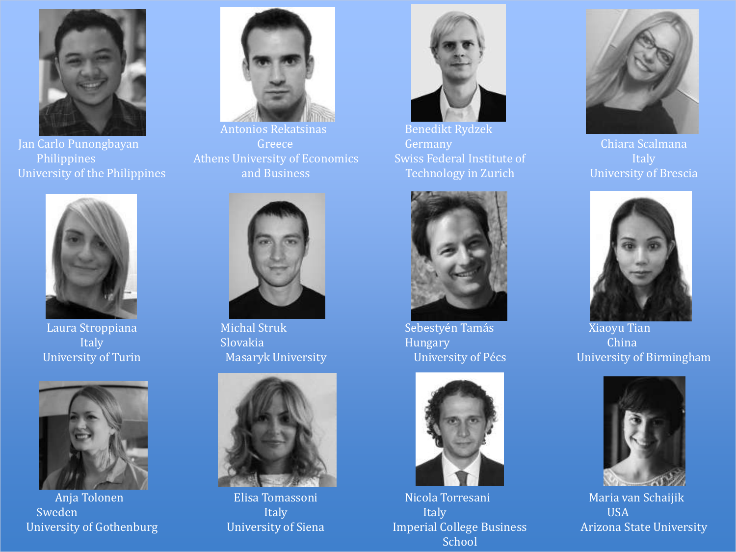Jan Carlo Punongbayan
Philippines
University of the Philippines

Antonios Rekatsinas
Greece
Athens University of Economics and Business

Benedikt Rydzek
Germany
Swiss Federal Institute of Technology in Zurich

Chiara Scalmana
Italy
University of Brescia

Laura Stroppiana
Italy
University of Turin

Michal Struk
Slovakia
Masaryk University

Sebestyén Tamás
Hungary
University of Pécs

Xiaoyu Tian
China
University of Birmingham

Anja Tolonen
Sweden
University of Gothenburg

Elisa Tomassoni
Italy
University of Siena

Nicola Torresani
Italy
Imperial College Business School

Maria van Schaijik
USA
Arizona State University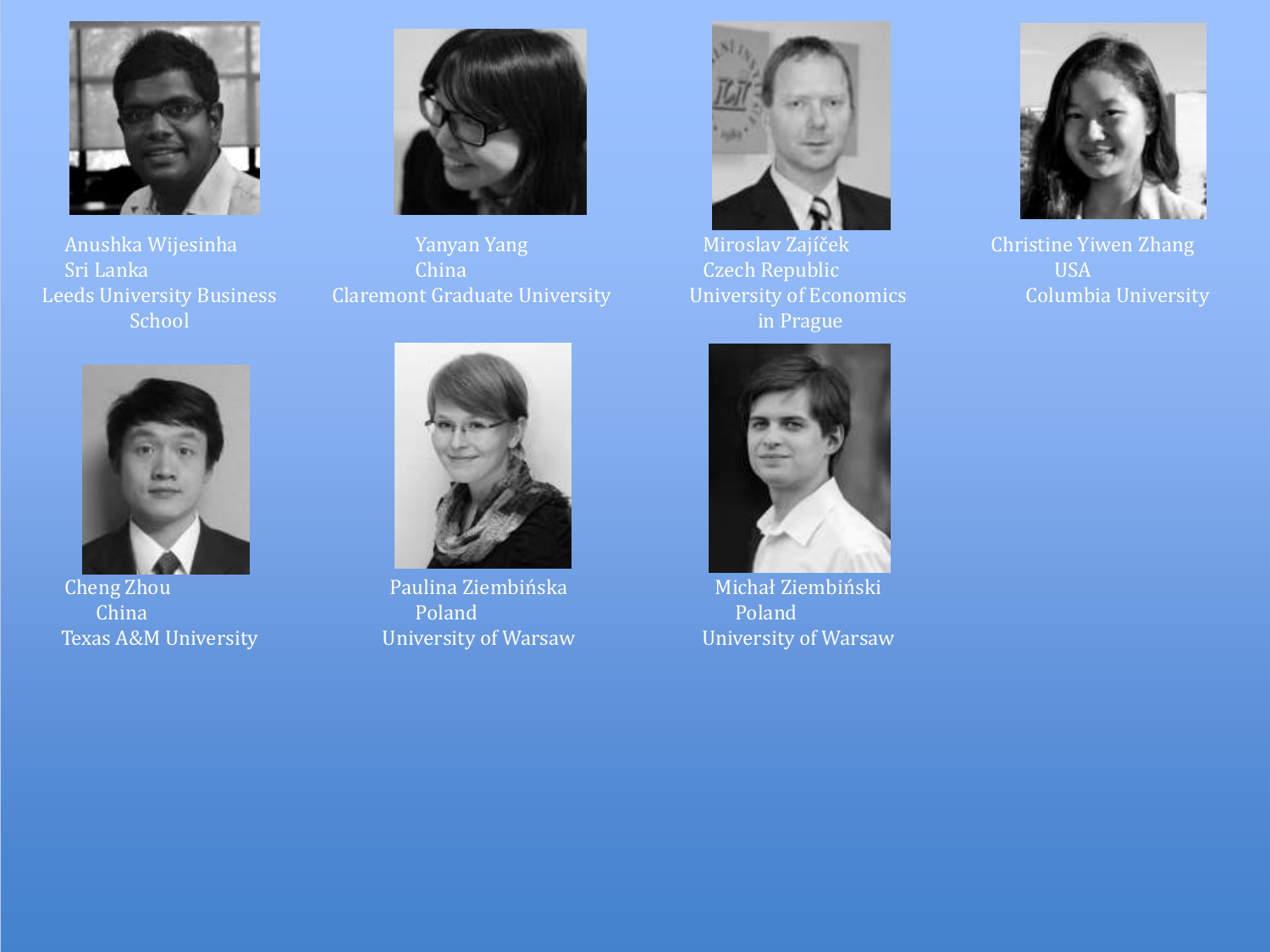Anushka Wijesinha
Sri Lanka
Leeds University Business School

Yanyan Yang
China
Claremont Graduate University

Miroslav Zajíček
Czech Republic
University of Economics in Prague

Christine Yiwen Zhang
USA
Columbia University

Cheng Zhou
China
Texas A&M University

Paulina Ziembińska
Poland
University of Warsaw

Michał Ziembiński
Poland
University of Warsaw